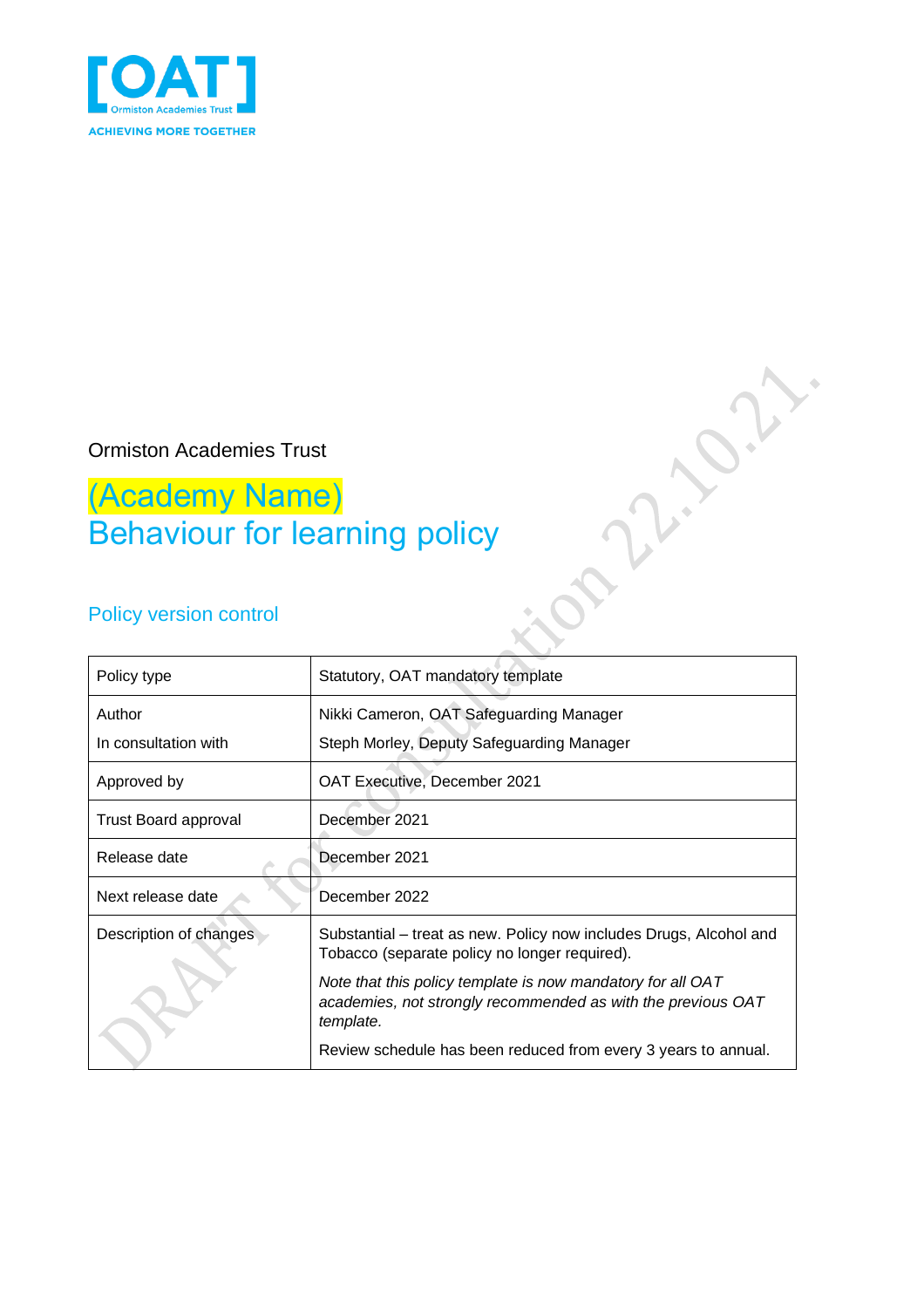Ormiston Academies Trust

# (Academy Name)
# Behaviour for learning policy

## Policy version control

| Policy type | Statutory, OAT mandatory template |
|---|---|
| Author<br>In consultation with | Nikki Cameron, OAT Safeguarding Manager<br>Steph Morley, Deputy Safeguarding Manager |
| Approved by | OAT Executive, December 2021 |
| Trust Board approval | December 2021 |
| Release date | December 2021 |
| Next release date | December 2022 |
| Description of changes | Substantial – treat as new. Policy now includes Drugs, Alcohol and Tobacco (separate policy no longer required).<br>*Note that this policy template is now mandatory for all OAT academies, not strongly recommended as with the previous OAT template.*<br>Review schedule has been reduced from every 3 years to annual. |

DRAFT for consultation 22.10.21.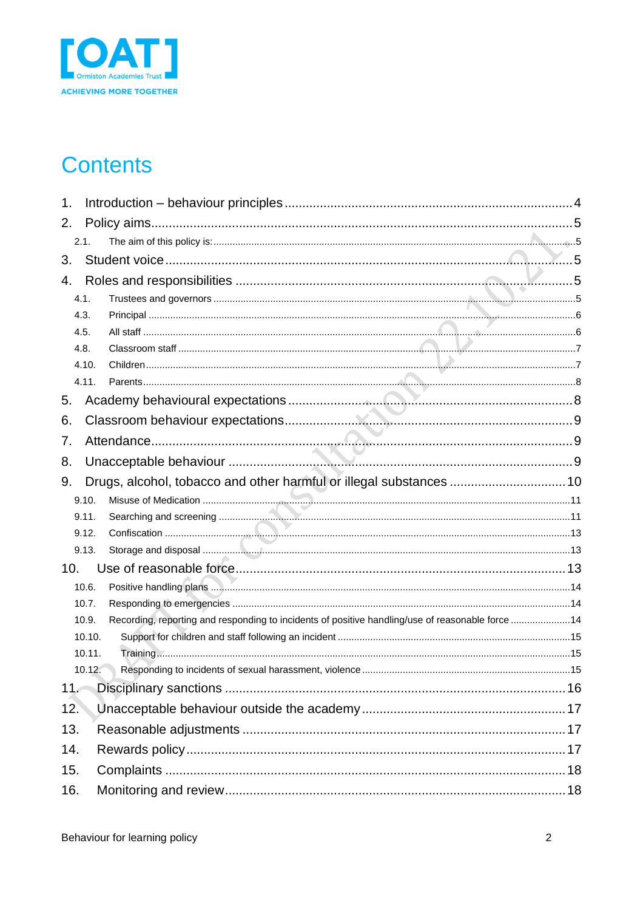[OAT] Ormiston Academies Trust
ACHIEVING MORE TOGETHER

# Contents

1. Introduction – behaviour principles ........ 4
2. Policy aims ........ 5
   - 2.1. The aim of this policy is: ........ 5
3. Student voice ........ 5
4. Roles and responsibilities ........ 5
   - 4.1. Trustees and governors ........ 5
   - 4.3. Principal ........ 6
   - 4.5. All staff ........ 6
   - 4.8. Classroom staff ........ 7
   - 4.10. Children ........ 7
   - 4.11. Parents ........ 8
5. Academy behavioural expectations ........ 8
6. Classroom behaviour expectations ........ 9
7. Attendance ........ 9
8. Unacceptable behaviour ........ 9
9. Drugs, alcohol, tobacco and other harmful or illegal substances ........ 10
   - 9.10. Misuse of Medication ........ 11
   - 9.11. Searching and screening ........ 11
   - 9.12. Confiscation ........ 13
   - 9.13. Storage and disposal ........ 13
10. Use of reasonable force ........ 13
    - 10.6. Positive handling plans ........ 14
    - 10.7. Responding to emergencies ........ 14
    - 10.9. Recording, reporting and responding to incidents of positive handling/use of reasonable force ........ 14
    - 10.10. Support for children and staff following an incident ........ 15
    - 10.11. Training ........ 15
    - 10.12. Responding to incidents of sexual harassment, violence ........ 15
11. Disciplinary sanctions ........ 16
12. Unacceptable behaviour outside the academy ........ 17
13. Reasonable adjustments ........ 17
14. Rewards policy ........ 17
15. Complaints ........ 18
16. Monitoring and review ........ 18

DRAFT for consultation 22.10.21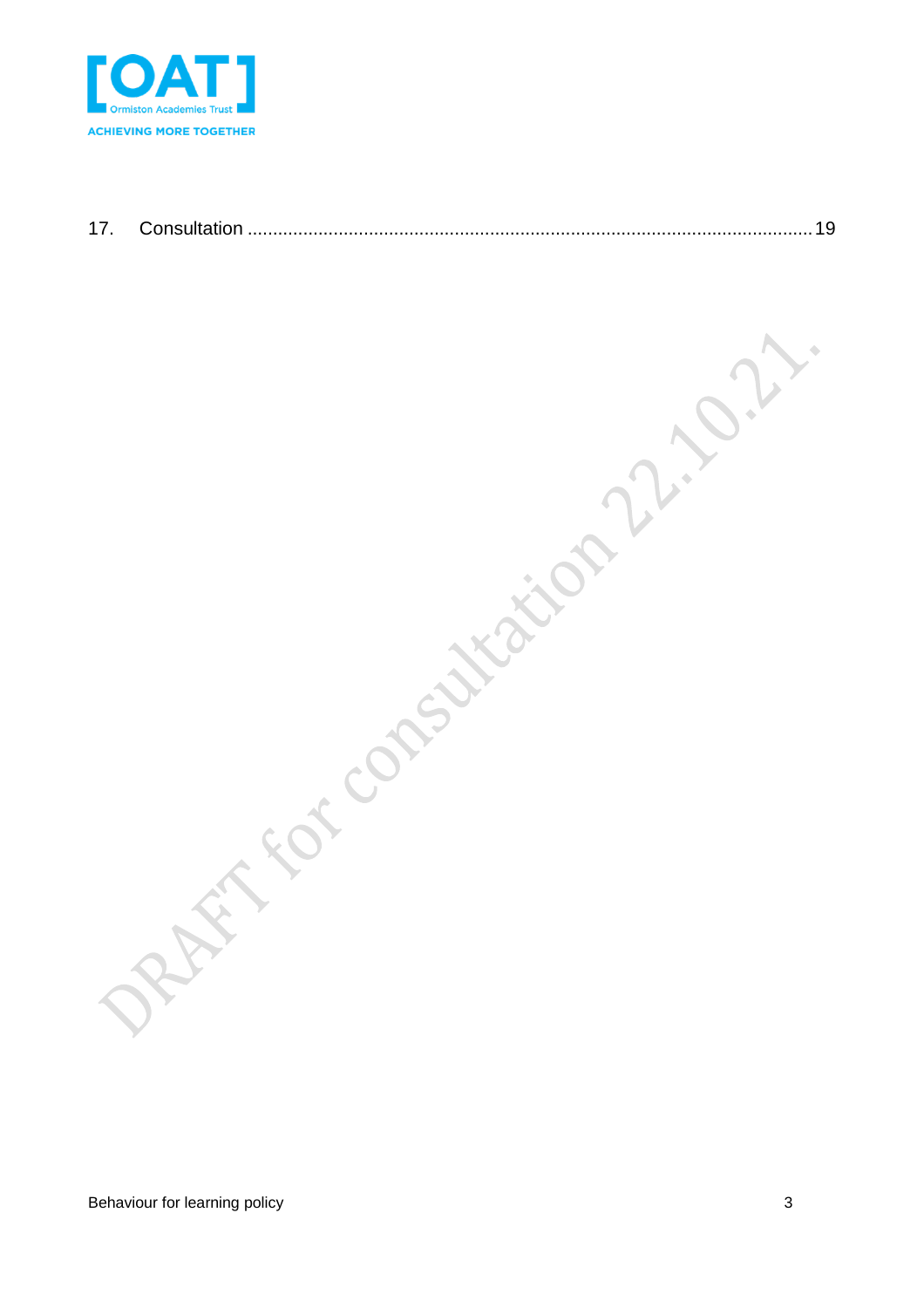17. Consultation ..........................................................................................................19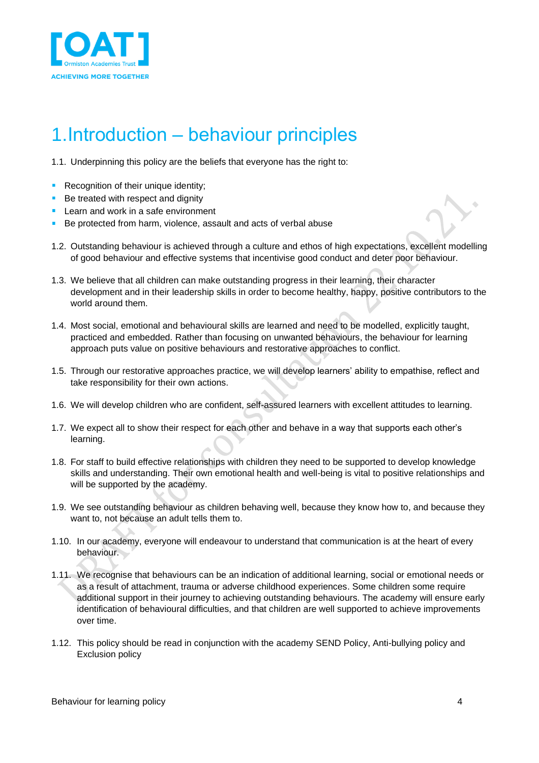# 1. Introduction – behaviour principles

1.1. Underpinning this policy are the beliefs that everyone has the right to:

- Recognition of their unique identity;
- Be treated with respect and dignity
- Learn and work in a safe environment
- Be protected from harm, violence, assault and acts of verbal abuse

1.2. Outstanding behaviour is achieved through a culture and ethos of high expectations, excellent modelling of good behaviour and effective systems that incentivise good conduct and deter poor behaviour.

1.3. We believe that all children can make outstanding progress in their learning, their character development and in their leadership skills in order to become healthy, happy, positive contributors to the world around them.

1.4. Most social, emotional and behavioural skills are learned and need to be modelled, explicitly taught, practiced and embedded. Rather than focusing on unwanted behaviours, the behaviour for learning approach puts value on positive behaviours and restorative approaches to conflict.

1.5. Through our restorative approaches practice, we will develop learners' ability to empathise, reflect and take responsibility for their own actions.

1.6. We will develop children who are confident, self-assured learners with excellent attitudes to learning.

1.7. We expect all to show their respect for each other and behave in a way that supports each other's learning.

1.8. For staff to build effective relationships with children they need to be supported to develop knowledge skills and understanding. Their own emotional health and well-being is vital to positive relationships and will be supported by the academy.

1.9. We see outstanding behaviour as children behaving well, because they know how to, and because they want to, not because an adult tells them to.

1.10. In our academy, everyone will endeavour to understand that communication is at the heart of every behaviour.

1.11. We recognise that behaviours can be an indication of additional learning, social or emotional needs or as a result of attachment, trauma or adverse childhood experiences. Some children some require additional support in their journey to achieving outstanding behaviours. The academy will ensure early identification of behavioural difficulties, and that children are well supported to achieve improvements over time.

1.12. This policy should be read in conjunction with the academy SEND Policy, Anti-bullying policy and Exclusion policy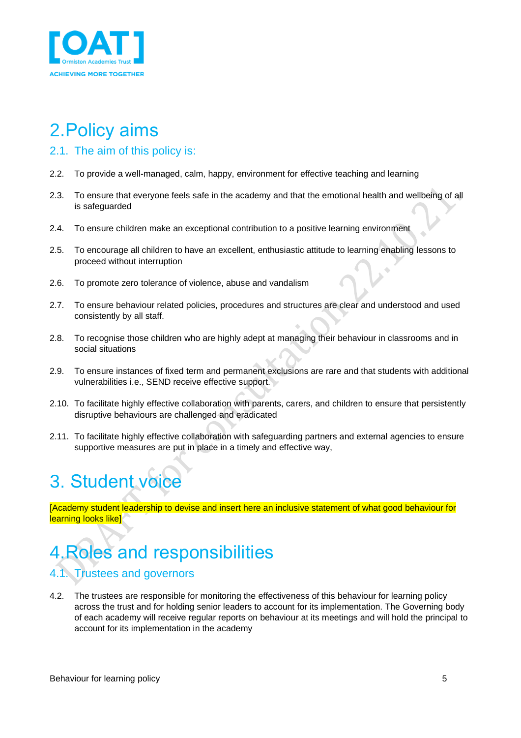# 2.Policy aims

## 2.1. The aim of this policy is:

2.2. To provide a well-managed, calm, happy, environment for effective teaching and learning

2.3. To ensure that everyone feels safe in the academy and that the emotional health and wellbeing of all is safeguarded

2.4. To ensure children make an exceptional contribution to a positive learning environment

2.5. To encourage all children to have an excellent, enthusiastic attitude to learning enabling lessons to proceed without interruption

2.6. To promote zero tolerance of violence, abuse and vandalism

2.7. To ensure behaviour related policies, procedures and structures are clear and understood and used consistently by all staff.

2.8. To recognise those children who are highly adept at managing their behaviour in classrooms and in social situations

2.9. To ensure instances of fixed term and permanent exclusions are rare and that students with additional vulnerabilities i.e., SEND receive effective support.

2.10. To facilitate highly effective collaboration with parents, carers, and children to ensure that persistently disruptive behaviours are challenged and eradicated

2.11. To facilitate highly effective collaboration with safeguarding partners and external agencies to ensure supportive measures are put in place in a timely and effective way,

# 3. Student voice

[Academy student leadership to devise and insert here an inclusive statement of what good behaviour for learning looks like]

# 4.Roles and responsibilities

## 4.1. Trustees and governors

4.2. The trustees are responsible for monitoring the effectiveness of this behaviour for learning policy across the trust and for holding senior leaders to account for its implementation. The Governing body of each academy will receive regular reports on behaviour at its meetings and will hold the principal to account for its implementation in the academy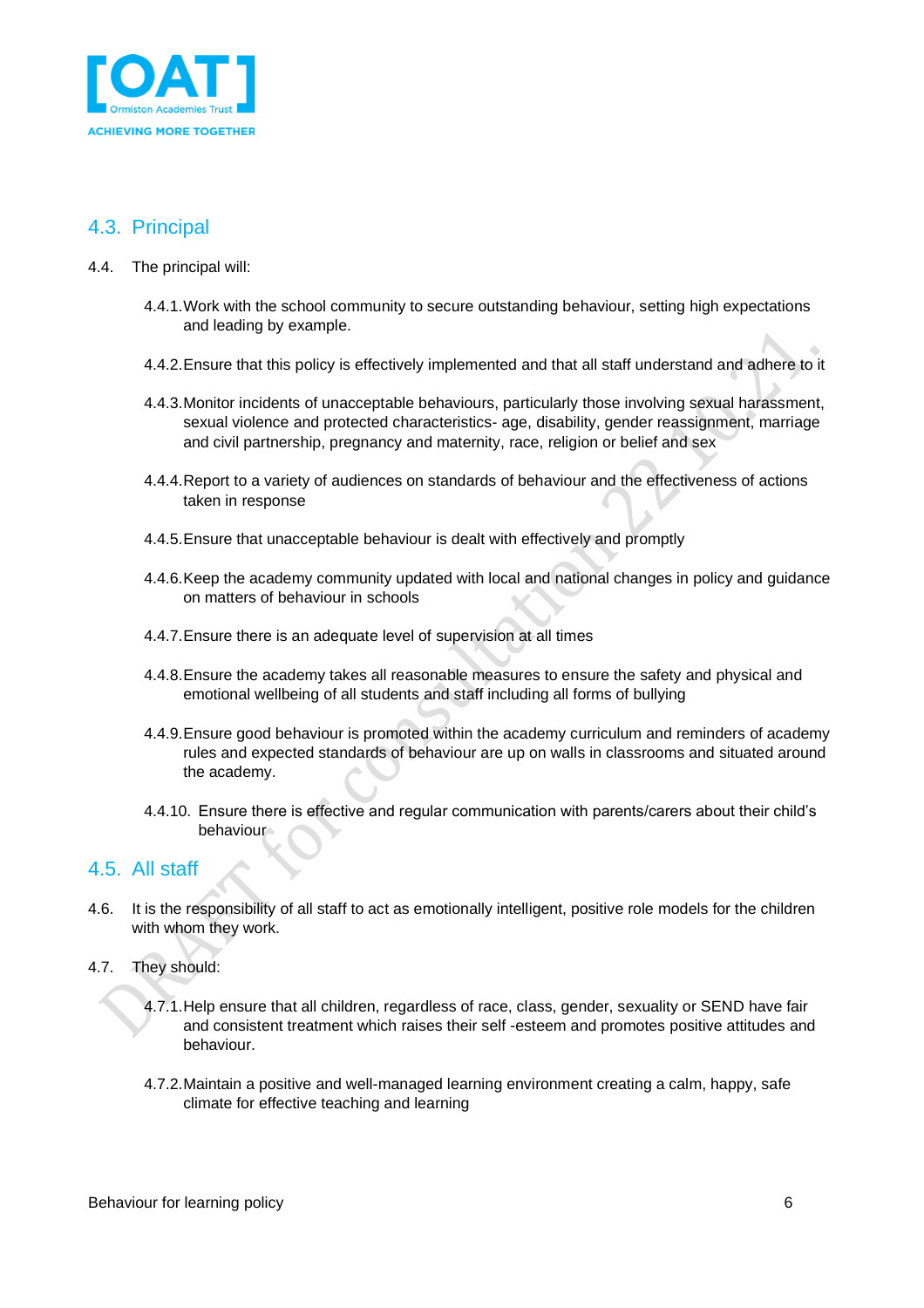## 4.3. Principal

4.4. The principal will:

4.4.1. Work with the school community to secure outstanding behaviour, setting high expectations and leading by example.

4.4.2. Ensure that this policy is effectively implemented and that all staff understand and adhere to it

4.4.3. Monitor incidents of unacceptable behaviours, particularly those involving sexual harassment, sexual violence and protected characteristics- age, disability, gender reassignment, marriage and civil partnership, pregnancy and maternity, race, religion or belief and sex

4.4.4. Report to a variety of audiences on standards of behaviour and the effectiveness of actions taken in response

4.4.5. Ensure that unacceptable behaviour is dealt with effectively and promptly

4.4.6. Keep the academy community updated with local and national changes in policy and guidance on matters of behaviour in schools

4.4.7. Ensure there is an adequate level of supervision at all times

4.4.8. Ensure the academy takes all reasonable measures to ensure the safety and physical and emotional wellbeing of all students and staff including all forms of bullying

4.4.9. Ensure good behaviour is promoted within the academy curriculum and reminders of academy rules and expected standards of behaviour are up on walls in classrooms and situated around the academy.

4.4.10. Ensure there is effective and regular communication with parents/carers about their child's behaviour

## 4.5. All staff

4.6. It is the responsibility of all staff to act as emotionally intelligent, positive role models for the children with whom they work.

4.7. They should:

4.7.1. Help ensure that all children, regardless of race, class, gender, sexuality or SEND have fair and consistent treatment which raises their self -esteem and promotes positive attitudes and behaviour.

4.7.2. Maintain a positive and well-managed learning environment creating a calm, happy, safe climate for effective teaching and learning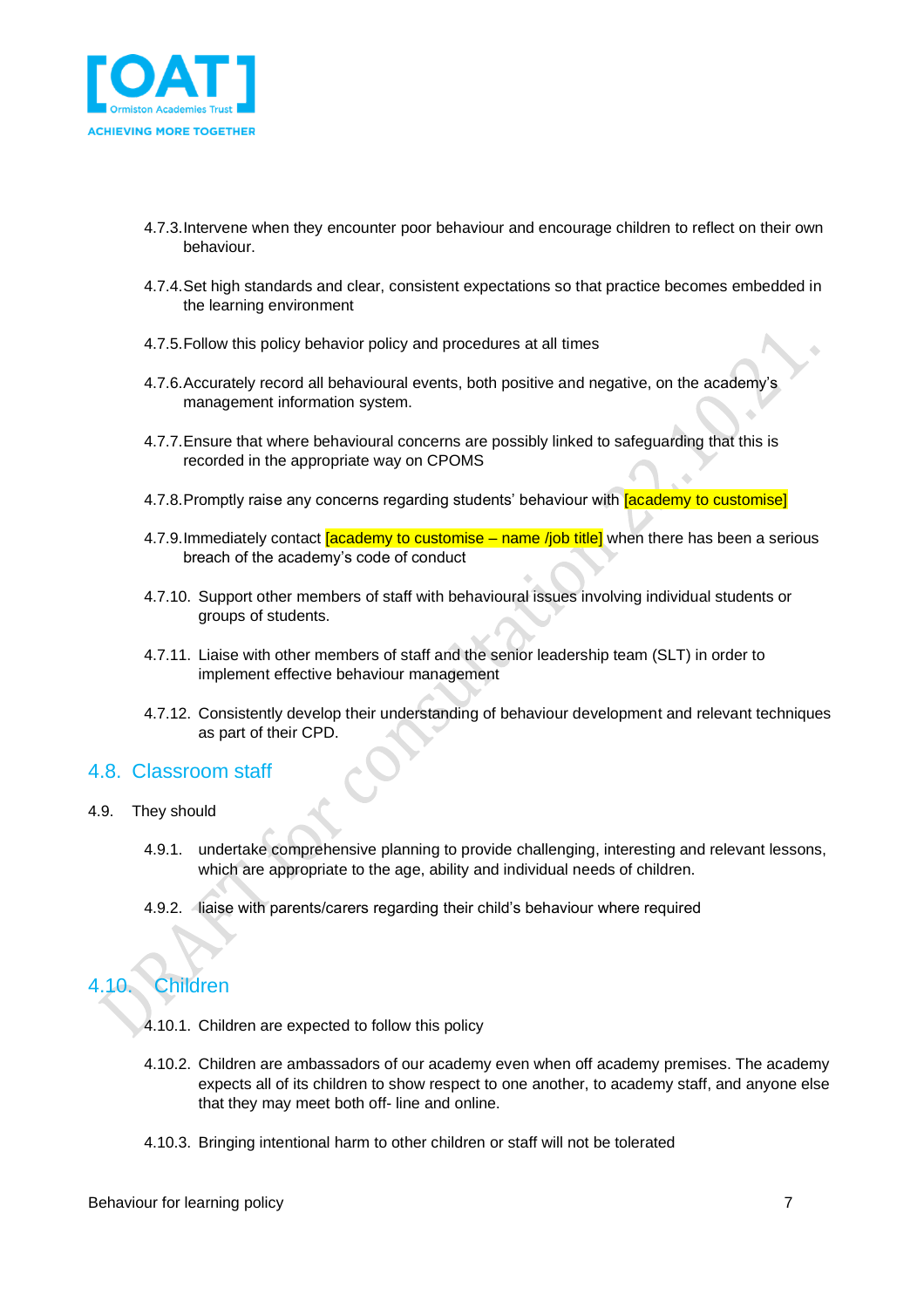4.7.3. Intervene when they encounter poor behaviour and encourage children to reflect on their own behaviour.

4.7.4. Set high standards and clear, consistent expectations so that practice becomes embedded in the learning environment

4.7.5. Follow this policy behavior policy and procedures at all times

4.7.6. Accurately record all behavioural events, both positive and negative, on the academy's management information system.

4.7.7. Ensure that where behavioural concerns are possibly linked to safeguarding that this is recorded in the appropriate way on CPOMS

4.7.8. Promptly raise any concerns regarding students' behaviour with [academy to customise]

4.7.9. Immediately contact [academy to customise – name /job title] when there has been a serious breach of the academy's code of conduct

4.7.10. Support other members of staff with behavioural issues involving individual students or groups of students.

4.7.11. Liaise with other members of staff and the senior leadership team (SLT) in order to implement effective behaviour management

4.7.12. Consistently develop their understanding of behaviour development and relevant techniques as part of their CPD.

## 4.8. Classroom staff

4.9. They should

4.9.1. undertake comprehensive planning to provide challenging, interesting and relevant lessons, which are appropriate to the age, ability and individual needs of children.

4.9.2. liaise with parents/carers regarding their child's behaviour where required

## 4.10. Children

4.10.1. Children are expected to follow this policy

4.10.2. Children are ambassadors of our academy even when off academy premises. The academy expects all of its children to show respect to one another, to academy staff, and anyone else that they may meet both off- line and online.

4.10.3. Bringing intentional harm to other children or staff will not be tolerated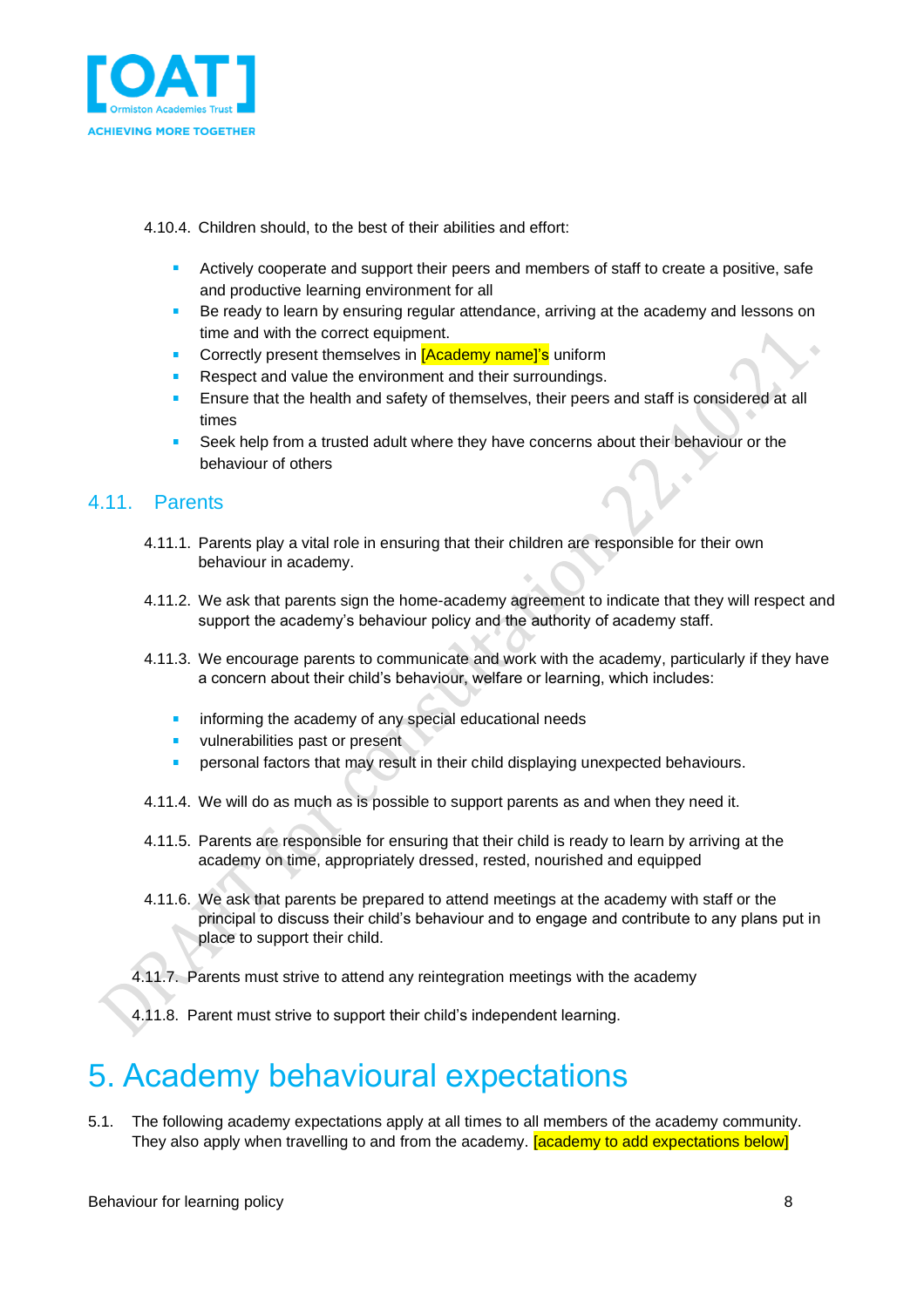4.10.4. Children should, to the best of their abilities and effort:

- Actively cooperate and support their peers and members of staff to create a positive, safe and productive learning environment for all
- Be ready to learn by ensuring regular attendance, arriving at the academy and lessons on time and with the correct equipment.
- Correctly present themselves in [Academy name]'s uniform
- Respect and value the environment and their surroundings.
- Ensure that the health and safety of themselves, their peers and staff is considered at all times
- Seek help from a trusted adult where they have concerns about their behaviour or the behaviour of others

## 4.11. Parents

4.11.1. Parents play a vital role in ensuring that their children are responsible for their own behaviour in academy.

4.11.2. We ask that parents sign the home-academy agreement to indicate that they will respect and support the academy's behaviour policy and the authority of academy staff.

4.11.3. We encourage parents to communicate and work with the academy, particularly if they have a concern about their child's behaviour, welfare or learning, which includes:

- informing the academy of any special educational needs
- vulnerabilities past or present
- personal factors that may result in their child displaying unexpected behaviours.

4.11.4. We will do as much as is possible to support parents as and when they need it.

4.11.5. Parents are responsible for ensuring that their child is ready to learn by arriving at the academy on time, appropriately dressed, rested, nourished and equipped

4.11.6. We ask that parents be prepared to attend meetings at the academy with staff or the principal to discuss their child's behaviour and to engage and contribute to any plans put in place to support their child.

4.11.7. Parents must strive to attend any reintegration meetings with the academy

4.11.8. Parent must strive to support their child's independent learning.

# 5. Academy behavioural expectations

5.1. The following academy expectations apply at all times to all members of the academy community. They also apply when travelling to and from the academy. [academy to add expectations below]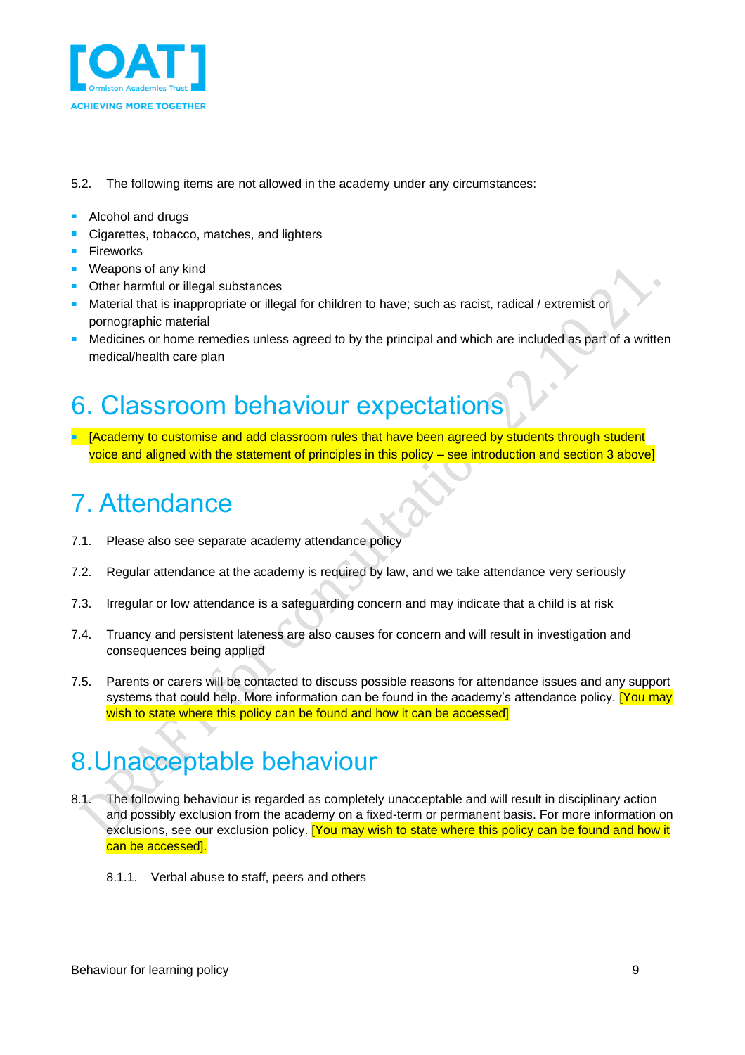5.2. The following items are not allowed in the academy under any circumstances:

- Alcohol and drugs
- Cigarettes, tobacco, matches, and lighters
- Fireworks
- Weapons of any kind
- Other harmful or illegal substances
- Material that is inappropriate or illegal for children to have; such as racist, radical / extremist or pornographic material
- Medicines or home remedies unless agreed to by the principal and which are included as part of a written medical/health care plan

# 6. Classroom behaviour expectations

- [Academy to customise and add classroom rules that have been agreed by students through student voice and aligned with the statement of principles in this policy – see introduction and section 3 above]

# 7. Attendance

7.1. Please also see separate academy attendance policy

7.2. Regular attendance at the academy is required by law, and we take attendance very seriously

7.3. Irregular or low attendance is a safeguarding concern and may indicate that a child is at risk

7.4. Truancy and persistent lateness are also causes for concern and will result in investigation and consequences being applied

7.5. Parents or carers will be contacted to discuss possible reasons for attendance issues and any support systems that could help. More information can be found in the academy's attendance policy. [You may wish to state where this policy can be found and how it can be accessed]

# 8. Unacceptable behaviour

8.1. The following behaviour is regarded as completely unacceptable and will result in disciplinary action and possibly exclusion from the academy on a fixed-term or permanent basis. For more information on exclusions, see our exclusion policy. [You may wish to state where this policy can be found and how it can be accessed].

8.1.1. Verbal abuse to staff, peers and others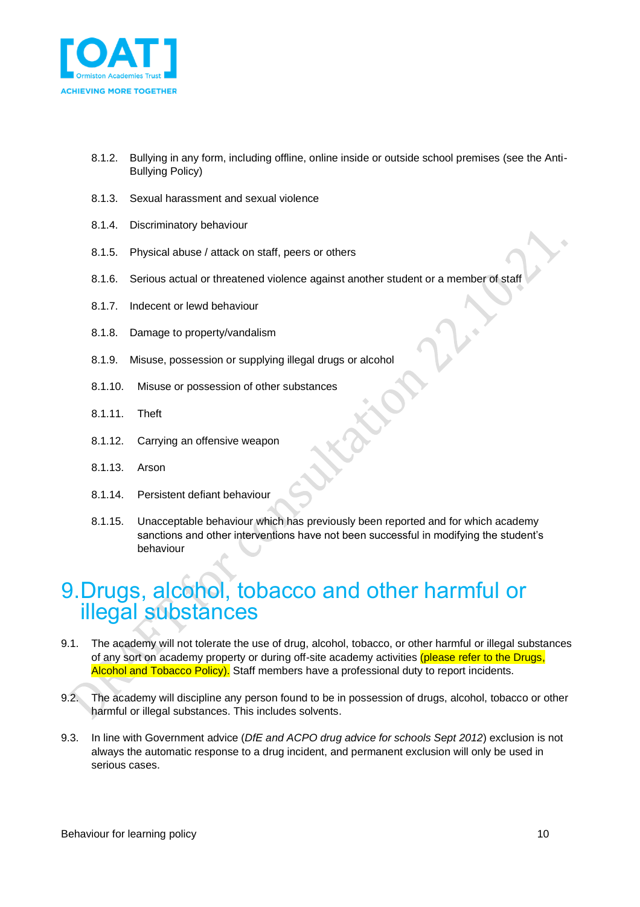8.1.2. Bullying in any form, including offline, online inside or outside school premises (see the Anti-Bullying Policy)

8.1.3. Sexual harassment and sexual violence

8.1.4. Discriminatory behaviour

8.1.5. Physical abuse / attack on staff, peers or others

8.1.6. Serious actual or threatened violence against another student or a member of staff

8.1.7. Indecent or lewd behaviour

8.1.8. Damage to property/vandalism

8.1.9. Misuse, possession or supplying illegal drugs or alcohol

8.1.10. Misuse or possession of other substances

8.1.11. Theft

8.1.12. Carrying an offensive weapon

8.1.13. Arson

8.1.14. Persistent defiant behaviour

8.1.15. Unacceptable behaviour which has previously been reported and for which academy sanctions and other interventions have not been successful in modifying the student's behaviour

# 9. Drugs, alcohol, tobacco and other harmful or illegal substances

9.1. The academy will not tolerate the use of drug, alcohol, tobacco, or other harmful or illegal substances of any sort on academy property or during off-site academy activities (please refer to the Drugs, Alcohol and Tobacco Policy). Staff members have a professional duty to report incidents.

9.2. The academy will discipline any person found to be in possession of drugs, alcohol, tobacco or other harmful or illegal substances. This includes solvents.

9.3. In line with Government advice (*DfE and ACPO drug advice for schools Sept 2012*) exclusion is not always the automatic response to a drug incident, and permanent exclusion will only be used in serious cases.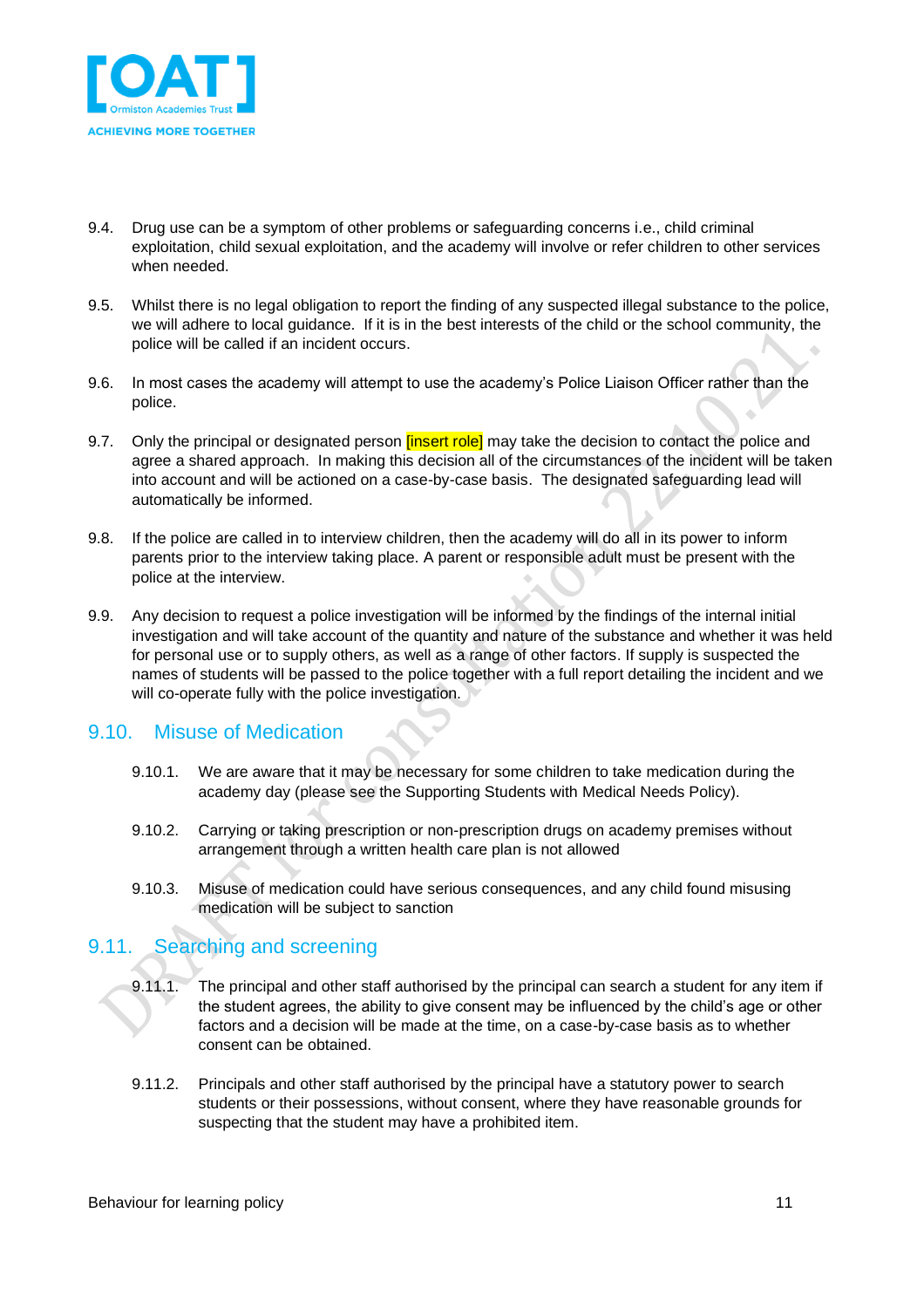9.4. Drug use can be a symptom of other problems or safeguarding concerns i.e., child criminal exploitation, child sexual exploitation, and the academy will involve or refer children to other services when needed.

9.5. Whilst there is no legal obligation to report the finding of any suspected illegal substance to the police, we will adhere to local guidance. If it is in the best interests of the child or the school community, the police will be called if an incident occurs.

9.6. In most cases the academy will attempt to use the academy's Police Liaison Officer rather than the police.

9.7. Only the principal or designated person [insert role] may take the decision to contact the police and agree a shared approach. In making this decision all of the circumstances of the incident will be taken into account and will be actioned on a case-by-case basis. The designated safeguarding lead will automatically be informed.

9.8. If the police are called in to interview children, then the academy will do all in its power to inform parents prior to the interview taking place. A parent or responsible adult must be present with the police at the interview.

9.9. Any decision to request a police investigation will be informed by the findings of the internal initial investigation and will take account of the quantity and nature of the substance and whether it was held for personal use or to supply others, as well as a range of other factors. If supply is suspected the names of students will be passed to the police together with a full report detailing the incident and we will co-operate fully with the police investigation.

## 9.10. Misuse of Medication

9.10.1. We are aware that it may be necessary for some children to take medication during the academy day (please see the Supporting Students with Medical Needs Policy).

9.10.2. Carrying or taking prescription or non-prescription drugs on academy premises without arrangement through a written health care plan is not allowed

9.10.3. Misuse of medication could have serious consequences, and any child found misusing medication will be subject to sanction

## 9.11. Searching and screening

9.11.1. The principal and other staff authorised by the principal can search a student for any item if the student agrees, the ability to give consent may be influenced by the child's age or other factors and a decision will be made at the time, on a case-by-case basis as to whether consent can be obtained.

9.11.2. Principals and other staff authorised by the principal have a statutory power to search students or their possessions, without consent, where they have reasonable grounds for suspecting that the student may have a prohibited item.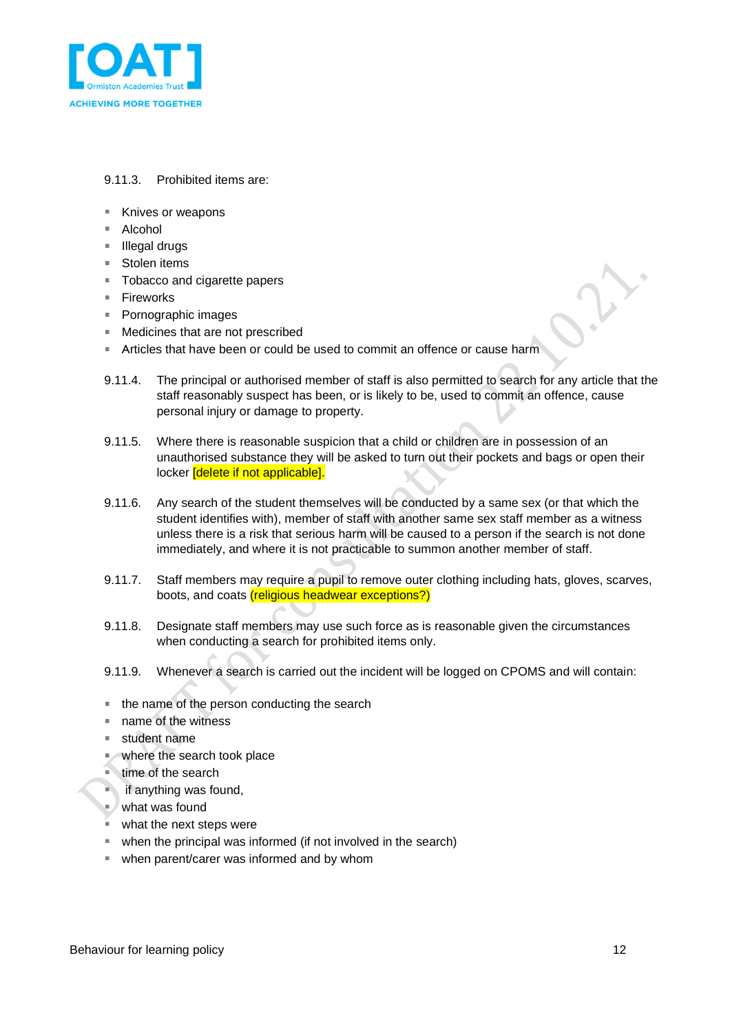9.11.3. Prohibited items are:

- Knives or weapons
- Alcohol
- Illegal drugs
- Stolen items
- Tobacco and cigarette papers
- Fireworks
- Pornographic images
- Medicines that are not prescribed
- Articles that have been or could be used to commit an offence or cause harm

9.11.4. The principal or authorised member of staff is also permitted to search for any article that the staff reasonably suspect has been, or is likely to be, used to commit an offence, cause personal injury or damage to property.

9.11.5. Where there is reasonable suspicion that a child or children are in possession of an unauthorised substance they will be asked to turn out their pockets and bags or open their locker [delete if not applicable].

9.11.6. Any search of the student themselves will be conducted by a same sex (or that which the student identifies with), member of staff with another same sex staff member as a witness unless there is a risk that serious harm will be caused to a person if the search is not done immediately, and where it is not practicable to summon another member of staff.

9.11.7. Staff members may require a pupil to remove outer clothing including hats, gloves, scarves, boots, and coats (religious headwear exceptions?)

9.11.8. Designate staff members may use such force as is reasonable given the circumstances when conducting a search for prohibited items only.

9.11.9. Whenever a search is carried out the incident will be logged on CPOMS and will contain:

- the name of the person conducting the search
- name of the witness
- student name
- where the search took place
- time of the search
- if anything was found,
- what was found
- what the next steps were
- when the principal was informed (if not involved in the search)
- when parent/carer was informed and by whom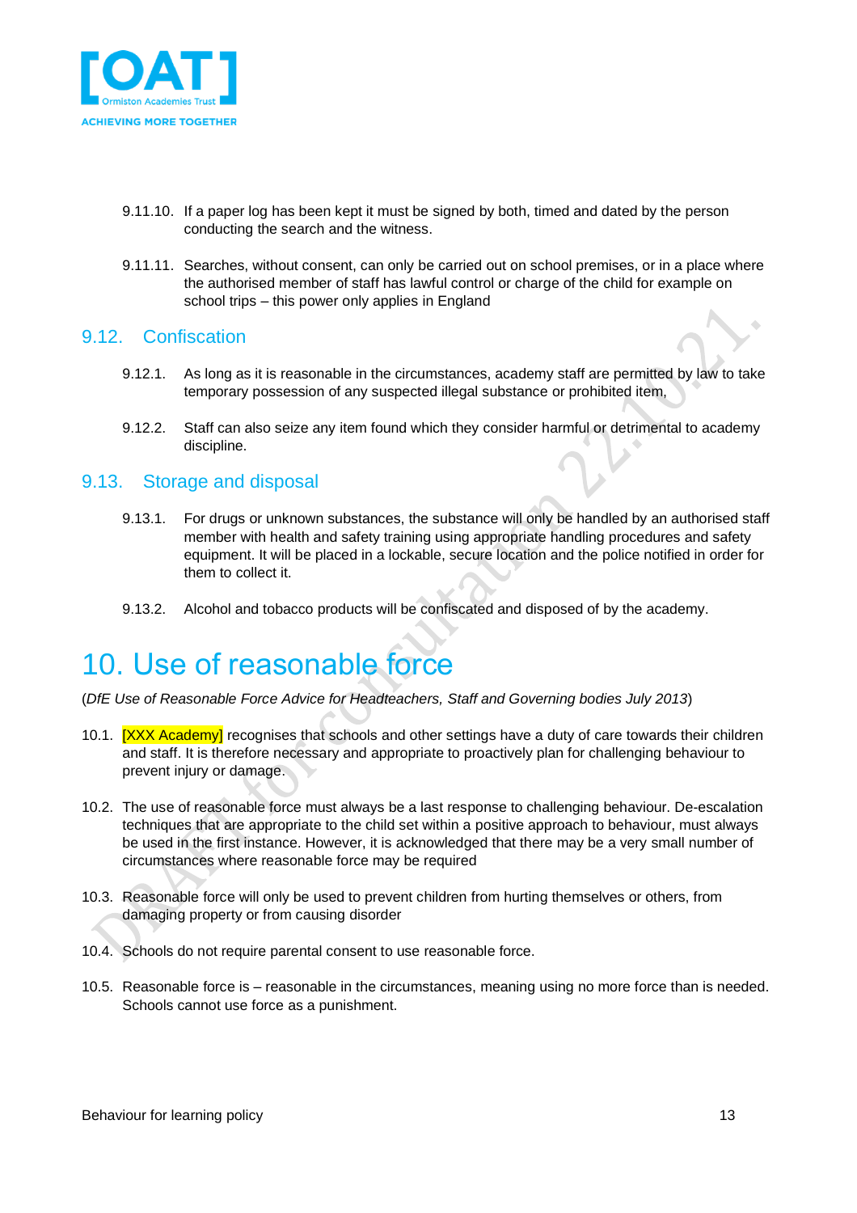9.11.10. If a paper log has been kept it must be signed by both, timed and dated by the person conducting the search and the witness.

9.11.11. Searches, without consent, can only be carried out on school premises, or in a place where the authorised member of staff has lawful control or charge of the child for example on school trips – this power only applies in England

## 9.12. Confiscation

9.12.1. As long as it is reasonable in the circumstances, academy staff are permitted by law to take temporary possession of any suspected illegal substance or prohibited item,

9.12.2. Staff can also seize any item found which they consider harmful or detrimental to academy discipline.

## 9.13. Storage and disposal

9.13.1. For drugs or unknown substances, the substance will only be handled by an authorised staff member with health and safety training using appropriate handling procedures and safety equipment. It will be placed in a lockable, secure location and the police notified in order for them to collect it.

9.13.2. Alcohol and tobacco products will be confiscated and disposed of by the academy.

# 10. Use of reasonable force

(*DfE Use of Reasonable Force Advice for Headteachers, Staff and Governing bodies July 2013*)

10.1. [XXX Academy] recognises that schools and other settings have a duty of care towards their children and staff. It is therefore necessary and appropriate to proactively plan for challenging behaviour to prevent injury or damage.

10.2. The use of reasonable force must always be a last response to challenging behaviour. De-escalation techniques that are appropriate to the child set within a positive approach to behaviour, must always be used in the first instance. However, it is acknowledged that there may be a very small number of circumstances where reasonable force may be required

10.3. Reasonable force will only be used to prevent children from hurting themselves or others, from damaging property or from causing disorder

10.4. Schools do not require parental consent to use reasonable force.

10.5. Reasonable force is – reasonable in the circumstances, meaning using no more force than is needed. Schools cannot use force as a punishment.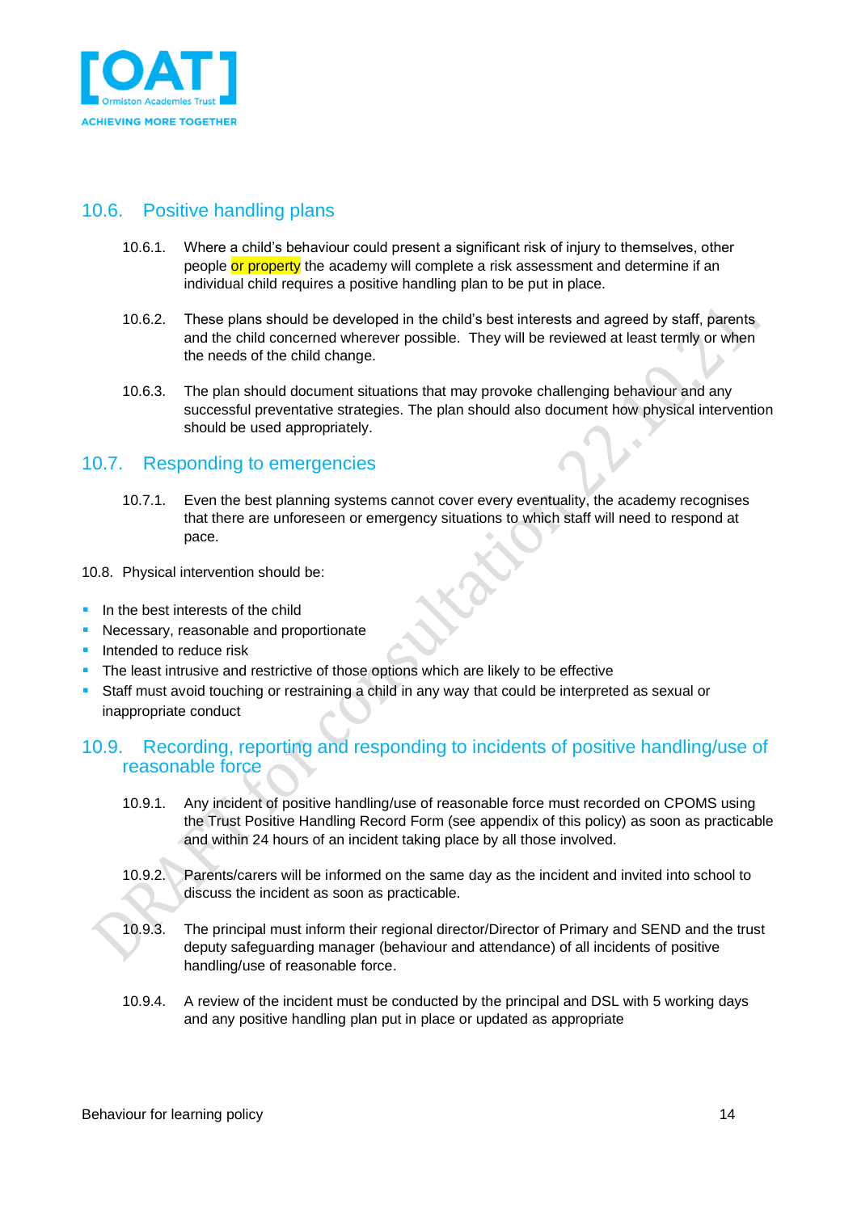## 10.6. Positive handling plans

10.6.1. Where a child's behaviour could present a significant risk of injury to themselves, other people or property the academy will complete a risk assessment and determine if an individual child requires a positive handling plan to be put in place.

10.6.2. These plans should be developed in the child's best interests and agreed by staff, parents and the child concerned wherever possible. They will be reviewed at least termly or when the needs of the child change.

10.6.3. The plan should document situations that may provoke challenging behaviour and any successful preventative strategies. The plan should also document how physical intervention should be used appropriately.

## 10.7. Responding to emergencies

10.7.1. Even the best planning systems cannot cover every eventuality, the academy recognises that there are unforeseen or emergency situations to which staff will need to respond at pace.

10.8. Physical intervention should be:

- In the best interests of the child
- Necessary, reasonable and proportionate
- Intended to reduce risk
- The least intrusive and restrictive of those options which are likely to be effective
- Staff must avoid touching or restraining a child in any way that could be interpreted as sexual or inappropriate conduct

## 10.9. Recording, reporting and responding to incidents of positive handling/use of reasonable force

10.9.1. Any incident of positive handling/use of reasonable force must recorded on CPOMS using the Trust Positive Handling Record Form (see appendix of this policy) as soon as practicable and within 24 hours of an incident taking place by all those involved.

10.9.2. Parents/carers will be informed on the same day as the incident and invited into school to discuss the incident as soon as practicable.

10.9.3. The principal must inform their regional director/Director of Primary and SEND and the trust deputy safeguarding manager (behaviour and attendance) of all incidents of positive handling/use of reasonable force.

10.9.4. A review of the incident must be conducted by the principal and DSL with 5 working days and any positive handling plan put in place or updated as appropriate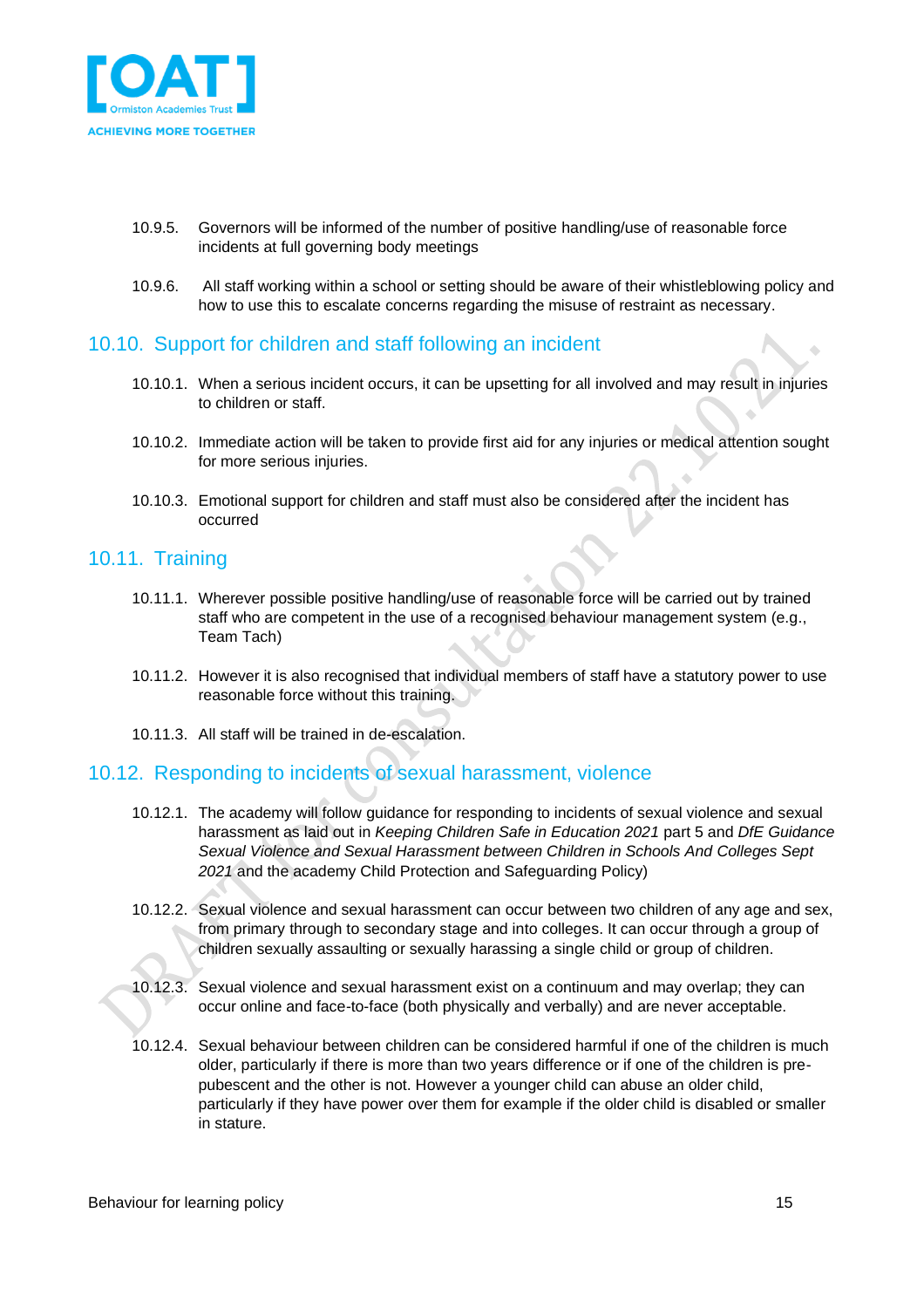10.9.5. Governors will be informed of the number of positive handling/use of reasonable force incidents at full governing body meetings

10.9.6. All staff working within a school or setting should be aware of their whistleblowing policy and how to use this to escalate concerns regarding the misuse of restraint as necessary.

## 10.10. Support for children and staff following an incident

10.10.1. When a serious incident occurs, it can be upsetting for all involved and may result in injuries to children or staff.

10.10.2. Immediate action will be taken to provide first aid for any injuries or medical attention sought for more serious injuries.

10.10.3. Emotional support for children and staff must also be considered after the incident has occurred

## 10.11. Training

10.11.1. Wherever possible positive handling/use of reasonable force will be carried out by trained staff who are competent in the use of a recognised behaviour management system (e.g., Team Tach)

10.11.2. However it is also recognised that individual members of staff have a statutory power to use reasonable force without this training.

10.11.3. All staff will be trained in de-escalation.

## 10.12. Responding to incidents of sexual harassment, violence

10.12.1. The academy will follow guidance for responding to incidents of sexual violence and sexual harassment as laid out in *Keeping Children Safe in Education 2021* part 5 and *DfE Guidance Sexual Violence and Sexual Harassment between Children in Schools And Colleges Sept 2021* and the academy Child Protection and Safeguarding Policy)

10.12.2. Sexual violence and sexual harassment can occur between two children of any age and sex, from primary through to secondary stage and into colleges. It can occur through a group of children sexually assaulting or sexually harassing a single child or group of children.

10.12.3. Sexual violence and sexual harassment exist on a continuum and may overlap; they can occur online and face-to-face (both physically and verbally) and are never acceptable.

10.12.4. Sexual behaviour between children can be considered harmful if one of the children is much older, particularly if there is more than two years difference or if one of the children is pre-pubescent and the other is not. However a younger child can abuse an older child, particularly if they have power over them for example if the older child is disabled or smaller in stature.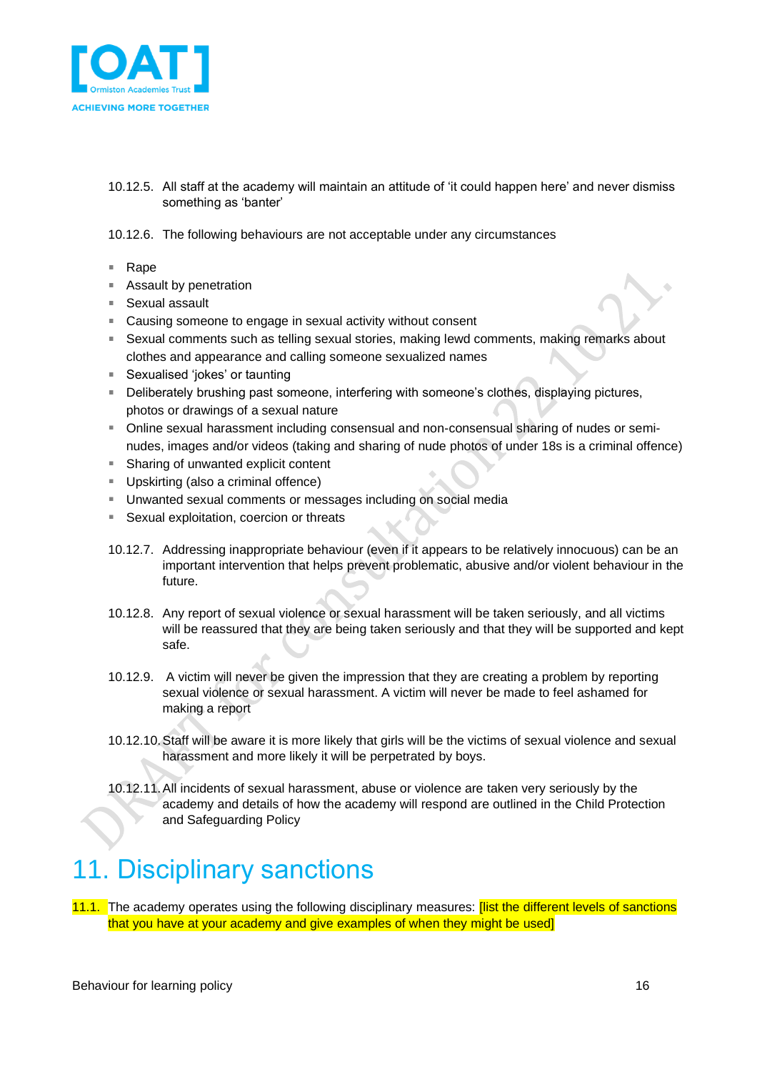10.12.5. All staff at the academy will maintain an attitude of 'it could happen here' and never dismiss something as 'banter'

10.12.6. The following behaviours are not acceptable under any circumstances

- Rape
- Assault by penetration
- Sexual assault
- Causing someone to engage in sexual activity without consent
- Sexual comments such as telling sexual stories, making lewd comments, making remarks about clothes and appearance and calling someone sexualized names
- Sexualised 'jokes' or taunting
- Deliberately brushing past someone, interfering with someone's clothes, displaying pictures, photos or drawings of a sexual nature
- Online sexual harassment including consensual and non-consensual sharing of nudes or semi-nudes, images and/or videos (taking and sharing of nude photos of under 18s is a criminal offence)
- Sharing of unwanted explicit content
- Upskirting (also a criminal offence)
- Unwanted sexual comments or messages including on social media
- Sexual exploitation, coercion or threats

10.12.7. Addressing inappropriate behaviour (even if it appears to be relatively innocuous) can be an important intervention that helps prevent problematic, abusive and/or violent behaviour in the future.

10.12.8. Any report of sexual violence or sexual harassment will be taken seriously, and all victims will be reassured that they are being taken seriously and that they will be supported and kept safe.

10.12.9. A victim will never be given the impression that they are creating a problem by reporting sexual violence or sexual harassment. A victim will never be made to feel ashamed for making a report

10.12.10. Staff will be aware it is more likely that girls will be the victims of sexual violence and sexual harassment and more likely it will be perpetrated by boys.

10.12.11. All incidents of sexual harassment, abuse or violence are taken very seriously by the academy and details of how the academy will respond are outlined in the Child Protection and Safeguarding Policy

# 11. Disciplinary sanctions

11.1. The academy operates using the following disciplinary measures: [list the different levels of sanctions that you have at your academy and give examples of when they might be used]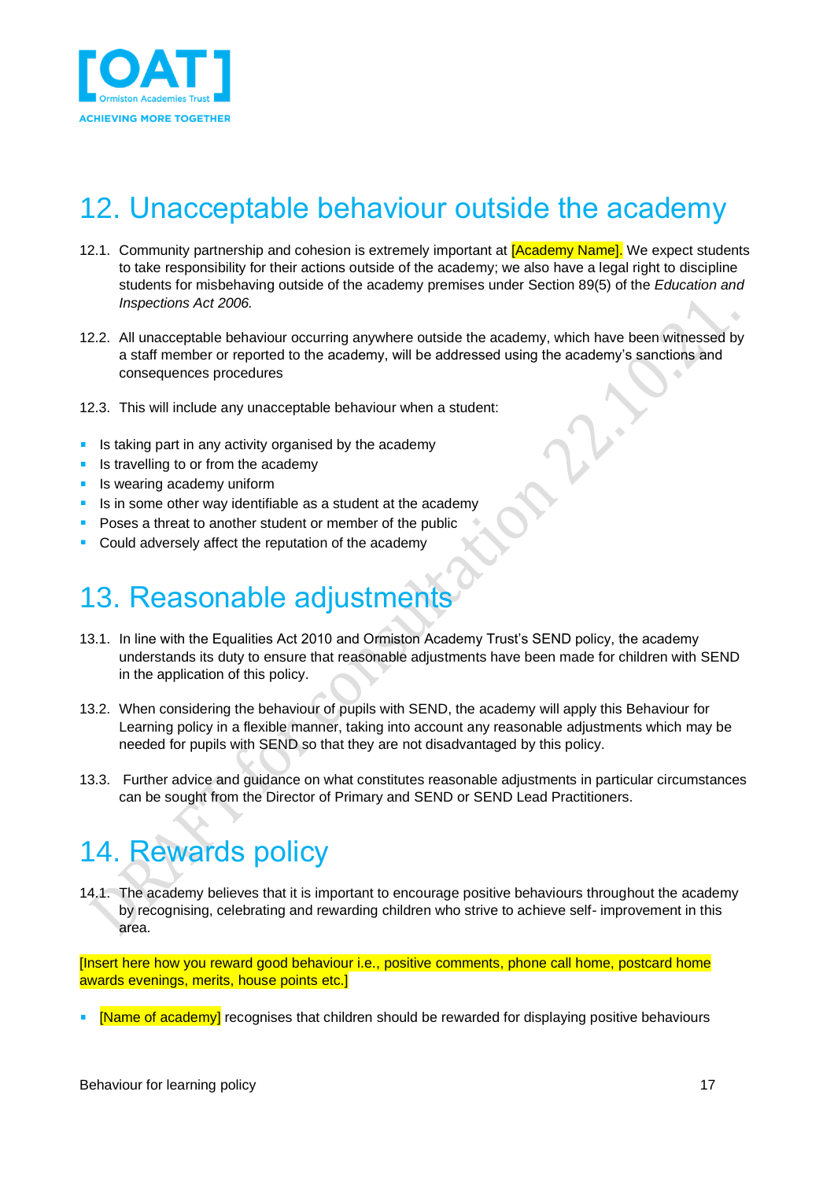# 12. Unacceptable behaviour outside the academy

12.1. Community partnership and cohesion is extremely important at [Academy Name]. We expect students to take responsibility for their actions outside of the academy; we also have a legal right to discipline students for misbehaving outside of the academy premises under Section 89(5) of the *Education and Inspections Act 2006.*

12.2. All unacceptable behaviour occurring anywhere outside the academy, which have been witnessed by a staff member or reported to the academy, will be addressed using the academy's sanctions and consequences procedures

12.3. This will include any unacceptable behaviour when a student:

- Is taking part in any activity organised by the academy
- Is travelling to or from the academy
- Is wearing academy uniform
- Is in some other way identifiable as a student at the academy
- Poses a threat to another student or member of the public
- Could adversely affect the reputation of the academy

# 13. Reasonable adjustments

13.1. In line with the Equalities Act 2010 and Ormiston Academy Trust's SEND policy, the academy understands its duty to ensure that reasonable adjustments have been made for children with SEND in the application of this policy.

13.2. When considering the behaviour of pupils with SEND, the academy will apply this Behaviour for Learning policy in a flexible manner, taking into account any reasonable adjustments which may be needed for pupils with SEND so that they are not disadvantaged by this policy.

13.3. Further advice and guidance on what constitutes reasonable adjustments in particular circumstances can be sought from the Director of Primary and SEND or SEND Lead Practitioners.

# 14. Rewards policy

14.1. The academy believes that it is important to encourage positive behaviours throughout the academy by recognising, celebrating and rewarding children who strive to achieve self- improvement in this area.

[Insert here how you reward good behaviour i.e., positive comments, phone call home, postcard home awards evenings, merits, house points etc.]

- [Name of academy] recognises that children should be rewarded for displaying positive behaviours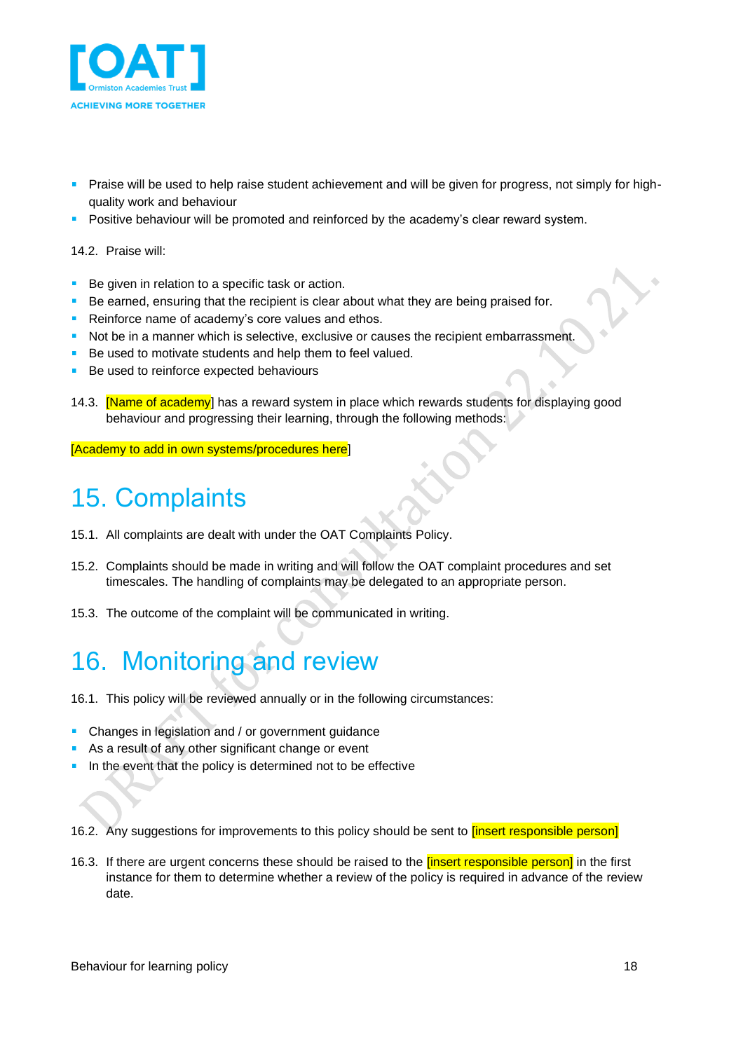- Praise will be used to help raise student achievement and will be given for progress, not simply for high-quality work and behaviour
- Positive behaviour will be promoted and reinforced by the academy's clear reward system.

14.2. Praise will:

- Be given in relation to a specific task or action.
- Be earned, ensuring that the recipient is clear about what they are being praised for.
- Reinforce name of academy's core values and ethos.
- Not be in a manner which is selective, exclusive or causes the recipient embarrassment.
- Be used to motivate students and help them to feel valued.
- Be used to reinforce expected behaviours

14.3. [Name of academy] has a reward system in place which rewards students for displaying good behaviour and progressing their learning, through the following methods:

[Academy to add in own systems/procedures here]

# 15. Complaints

15.1. All complaints are dealt with under the OAT Complaints Policy.

15.2. Complaints should be made in writing and will follow the OAT complaint procedures and set timescales. The handling of complaints may be delegated to an appropriate person.

15.3. The outcome of the complaint will be communicated in writing.

# 16. Monitoring and review

16.1. This policy will be reviewed annually or in the following circumstances:

- Changes in legislation and / or government guidance
- As a result of any other significant change or event
- In the event that the policy is determined not to be effective

16.2. Any suggestions for improvements to this policy should be sent to [insert responsible person]

16.3. If there are urgent concerns these should be raised to the [insert responsible person] in the first instance for them to determine whether a review of the policy is required in advance of the review date.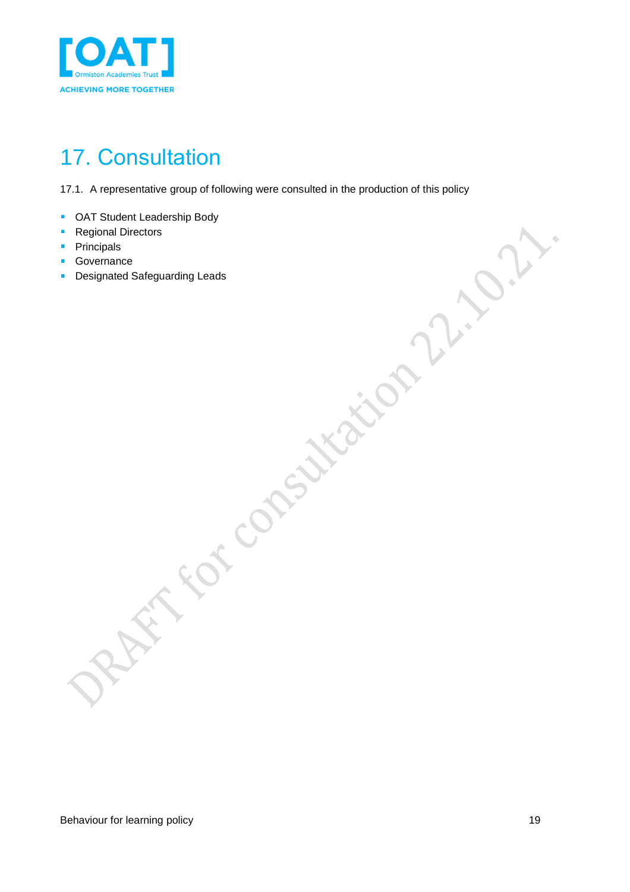# 17. Consultation

17.1. A representative group of following were consulted in the production of this policy

- OAT Student Leadership Body
- Regional Directors
- Principals
- Governance
- Designated Safeguarding Leads